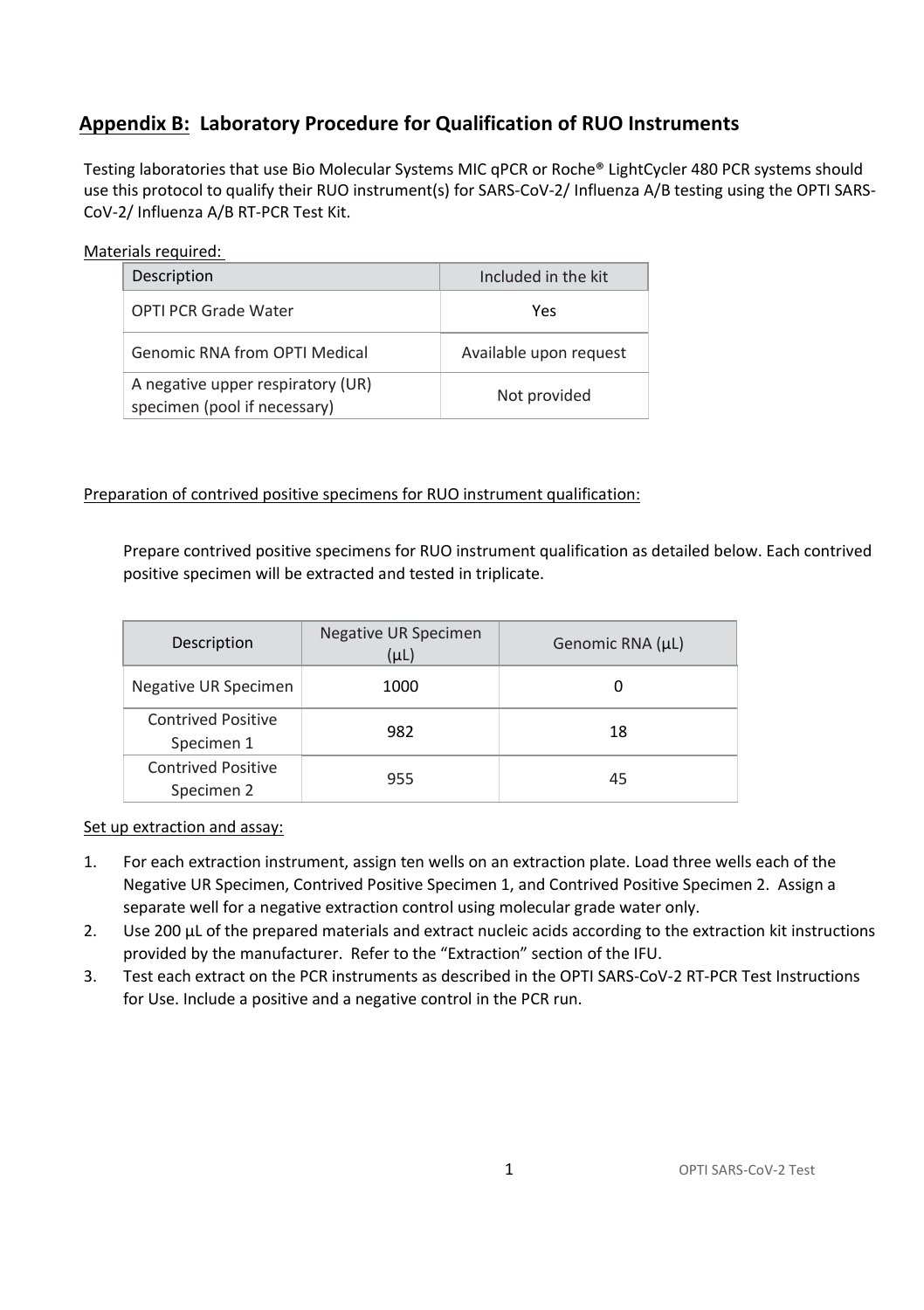## **Appendix B:** Laboratory Procedure for Qualification of RUO Instruments

Testing laboratories that use Bio Molecular Systems MIC qPCR or Roche® LightCycler 480 PCR systems should use this protocol to qualify their RUO instrument(s) for SARS-CoV-2/ Influenza A/B testing using the OPTI SARS-CoV-2/ Influenza A/B RT-PCR Test Kit.

Materials required:

| Description | Included in the kit |
|---|---|
| OPTI PCR Grade Water | Yes |
| Genomic RNA from OPTI Medical | Available upon request |
| A negative upper respiratory (UR) specimen (pool if necessary) | Not provided |

Preparation of contrived positive specimens for RUO instrument qualification:

Prepare contrived positive specimens for RUO instrument qualification as detailed below. Each contrived positive specimen will be extracted and tested in triplicate.

| Description | Negative UR Specimen (µL) | Genomic RNA (µL) |
|---|---|---|
| Negative UR Specimen | 1000 | 0 |
| Contrived Positive Specimen 1 | 982 | 18 |
| Contrived Positive Specimen 2 | 955 | 45 |

Set up extraction and assay:

1. For each extraction instrument, assign ten wells on an extraction plate. Load three wells each of the Negative UR Specimen, Contrived Positive Specimen 1, and Contrived Positive Specimen 2. Assign a separate well for a negative extraction control using molecular grade water only.
2. Use 200 µL of the prepared materials and extract nucleic acids according to the extraction kit instructions provided by the manufacturer. Refer to the "Extraction" section of the IFU.
3. Test each extract on the PCR instruments as described in the OPTI SARS-CoV-2 RT-PCR Test Instructions for Use. Include a positive and a negative control in the PCR run.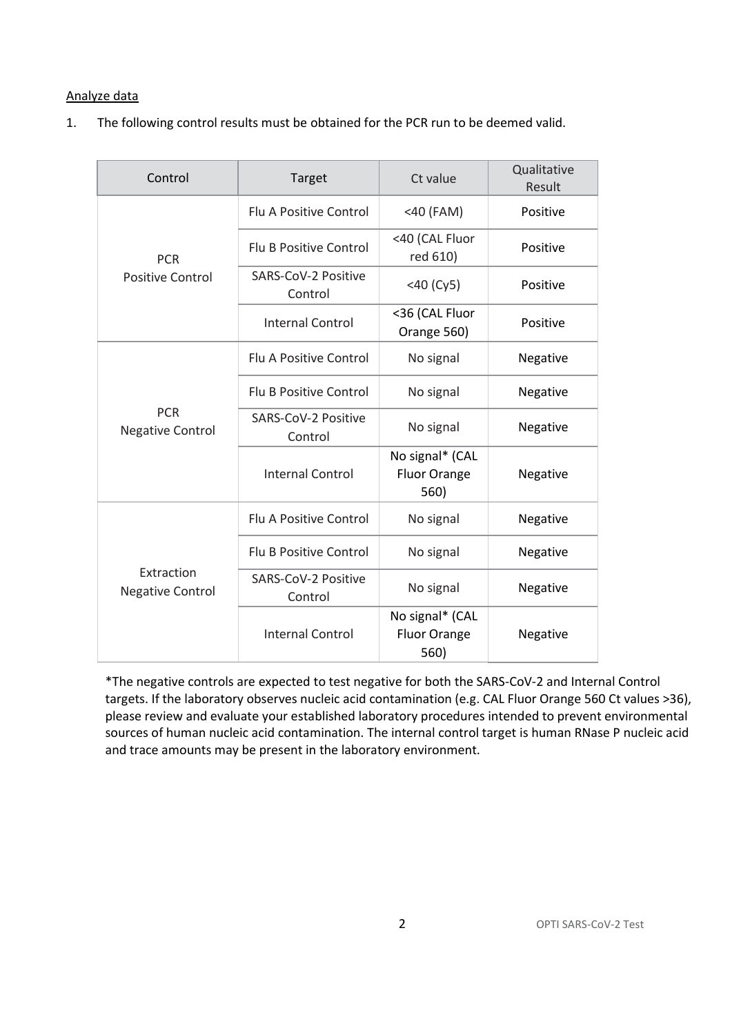<u>Analyze data</u>

1. The following control results must be obtained for the PCR run to be deemed valid.

| Control | Target | Ct value | Qualitative Result |
|---|---|---|---|
| PCR Positive Control | Flu A Positive Control | <40 (FAM) | Positive |
| | Flu B Positive Control | <40 (CAL Fluor red 610) | Positive |
| | SARS-CoV-2 Positive Control | <40 (Cy5) | Positive |
| | Internal Control | <36 (CAL Fluor Orange 560) | Positive |
| PCR Negative Control | Flu A Positive Control | No signal | Negative |
| | Flu B Positive Control | No signal | Negative |
| | SARS-CoV-2 Positive Control | No signal | Negative |
| | Internal Control | No signal* (CAL Fluor Orange 560) | Negative |
| Extraction Negative Control | Flu A Positive Control | No signal | Negative |
| | Flu B Positive Control | No signal | Negative |
| | SARS-CoV-2 Positive Control | No signal | Negative |
| | Internal Control | No signal* (CAL Fluor Orange 560) | Negative |

*The negative controls are expected to test negative for both the SARS-CoV-2 and Internal Control targets. If the laboratory observes nucleic acid contamination (e.g. CAL Fluor Orange 560 Ct values >36), please review and evaluate your established laboratory procedures intended to prevent environmental sources of human nucleic acid contamination. The internal control target is human RNase P nucleic acid and trace amounts may be present in the laboratory environment.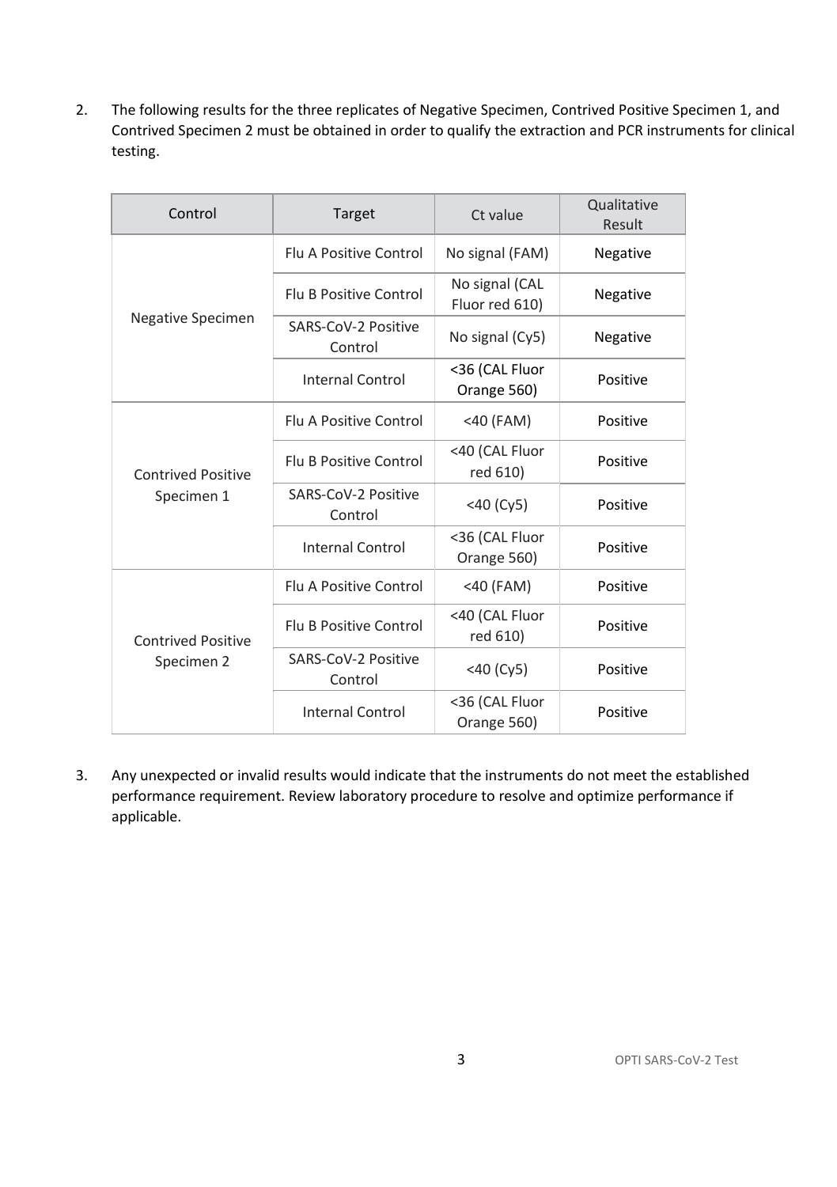2. The following results for the three replicates of Negative Specimen, Contrived Positive Specimen 1, and Contrived Specimen 2 must be obtained in order to qualify the extraction and PCR instruments for clinical testing.

| Control | Target | Ct value | Qualitative Result |
|---|---|---|---|
| Negative Specimen | Flu A Positive Control | No signal (FAM) | Negative |
| | Flu B Positive Control | No signal (CAL Fluor red 610) | Negative |
| | SARS-CoV-2 Positive Control | No signal (Cy5) | Negative |
| | Internal Control | <36 (CAL Fluor Orange 560) | Positive |
| Contrived Positive Specimen 1 | Flu A Positive Control | <40 (FAM) | Positive |
| | Flu B Positive Control | <40 (CAL Fluor red 610) | Positive |
| | SARS-CoV-2 Positive Control | <40 (Cy5) | Positive |
| | Internal Control | <36 (CAL Fluor Orange 560) | Positive |
| Contrived Positive Specimen 2 | Flu A Positive Control | <40 (FAM) | Positive |
| | Flu B Positive Control | <40 (CAL Fluor red 610) | Positive |
| | SARS-CoV-2 Positive Control | <40 (Cy5) | Positive |
| | Internal Control | <36 (CAL Fluor Orange 560) | Positive |

3. Any unexpected or invalid results would indicate that the instruments do not meet the established performance requirement. Review laboratory procedure to resolve and optimize performance if applicable.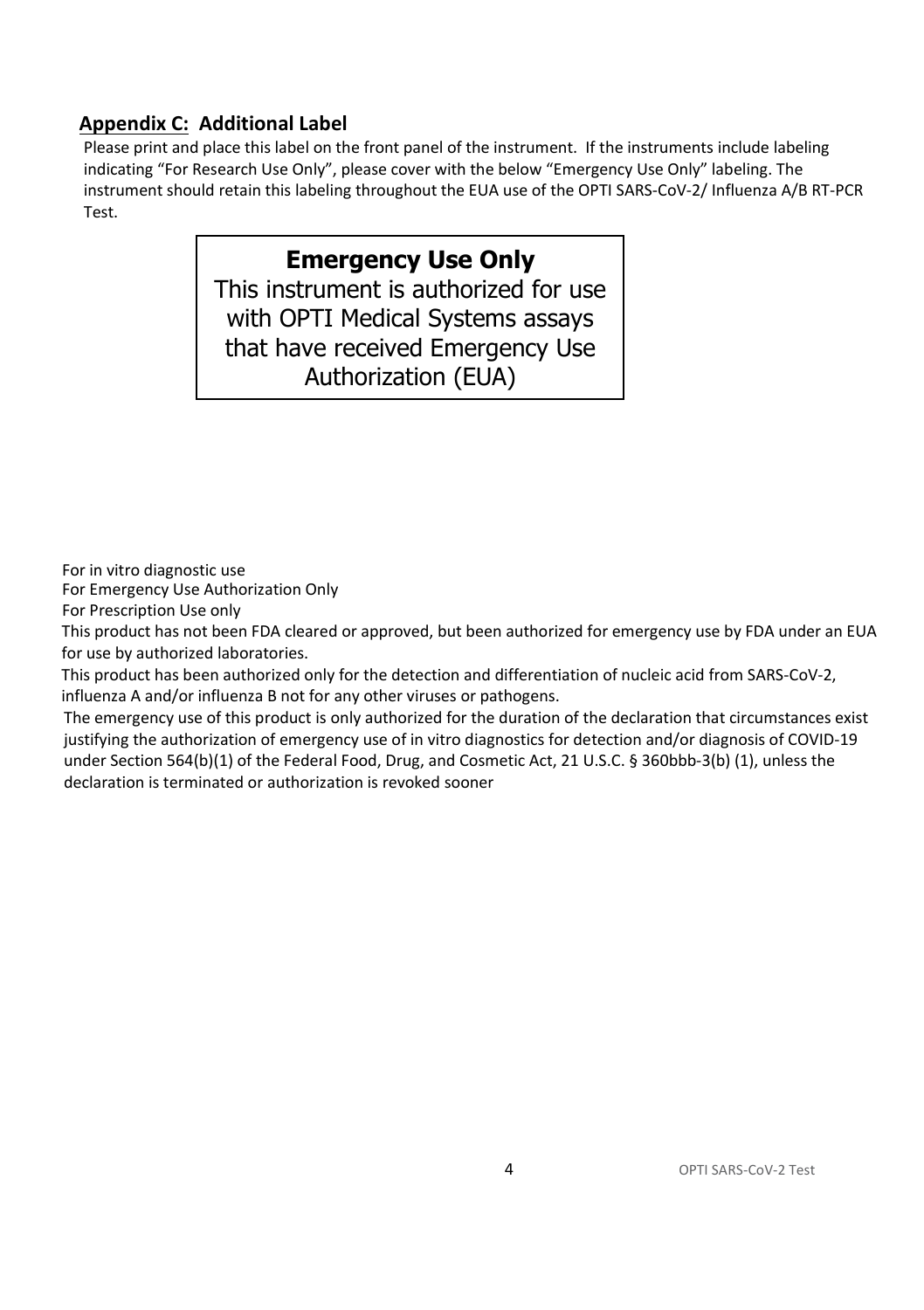## Appendix C: Additional Label

Please print and place this label on the front panel of the instrument. If the instruments include labeling indicating "For Research Use Only", please cover with the below "Emergency Use Only" labeling. The instrument should retain this labeling throughout the EUA use of the OPTI SARS-CoV-2/ Influenza A/B RT-PCR Test.

> **Emergency Use Only**
>
> This instrument is authorized for use with OPTI Medical Systems assays that have received Emergency Use Authorization (EUA)

For in vitro diagnostic use

For Emergency Use Authorization Only

For Prescription Use only

This product has not been FDA cleared or approved, but been authorized for emergency use by FDA under an EUA for use by authorized laboratories.

This product has been authorized only for the detection and differentiation of nucleic acid from SARS-CoV-2, influenza A and/or influenza B not for any other viruses or pathogens.

The emergency use of this product is only authorized for the duration of the declaration that circumstances exist justifying the authorization of emergency use of in vitro diagnostics for detection and/or diagnosis of COVID-19 under Section 564(b)(1) of the Federal Food, Drug, and Cosmetic Act, 21 U.S.C. § 360bbb-3(b) (1), unless the declaration is terminated or authorization is revoked sooner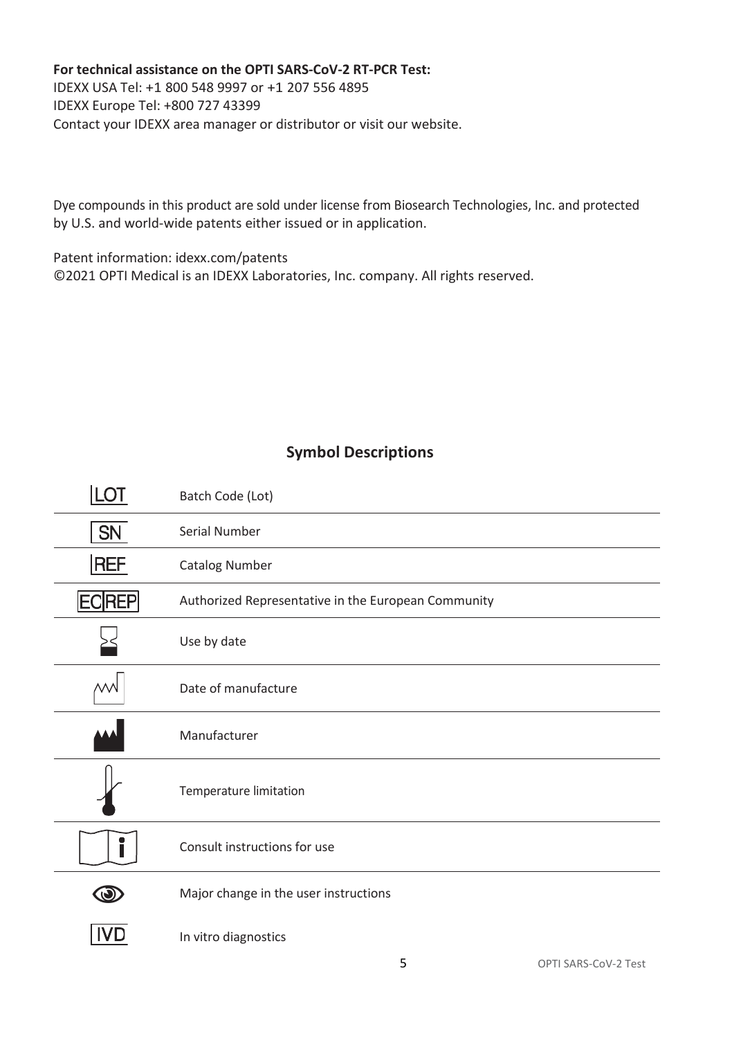**For technical assistance on the OPTI SARS-CoV-2 RT-PCR Test:**
IDEXX USA Tel: +1 800 548 9997 or +1 207 556 4895
IDEXX Europe Tel: +800 727 43399
Contact your IDEXX area manager or distributor or visit our website.

Dye compounds in this product are sold under license from Biosearch Technologies, Inc. and protected by U.S. and world-wide patents either issued or in application.

Patent information: idexx.com/patents
©2021 OPTI Medical is an IDEXX Laboratories, Inc. company. All rights reserved.

## Symbol Descriptions

| Symbol | Description |
|---|---|
| LOT | Batch Code (Lot) |
| SN | Serial Number |
| REF | Catalog Number |
| EC REP | Authorized Representative in the European Community |
| | Use by date |
| | Date of manufacture |
| | Manufacturer |
| | Temperature limitation |
| | Consult instructions for use |
| | Major change in the user instructions |
| IVD | In vitro diagnostics |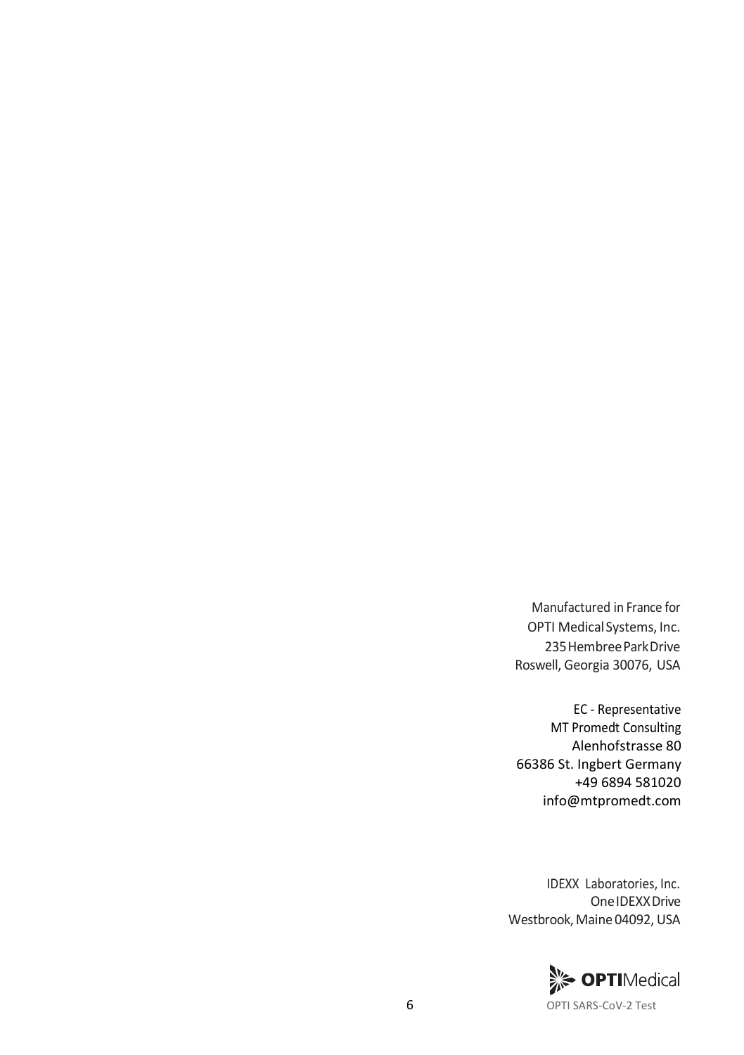Manufactured in France for
OPTI Medical Systems, Inc.
235 Hembree Park Drive
Roswell, Georgia 30076, USA

EC - Representative
MT Promedt Consulting
Alenhofstrasse 80
66386 St. Ingbert Germany
+49 6894 581020
info@mtpromedt.com

IDEXX Laboratories, Inc.
One IDEXX Drive
Westbrook, Maine 04092, USA

OPTIMedical